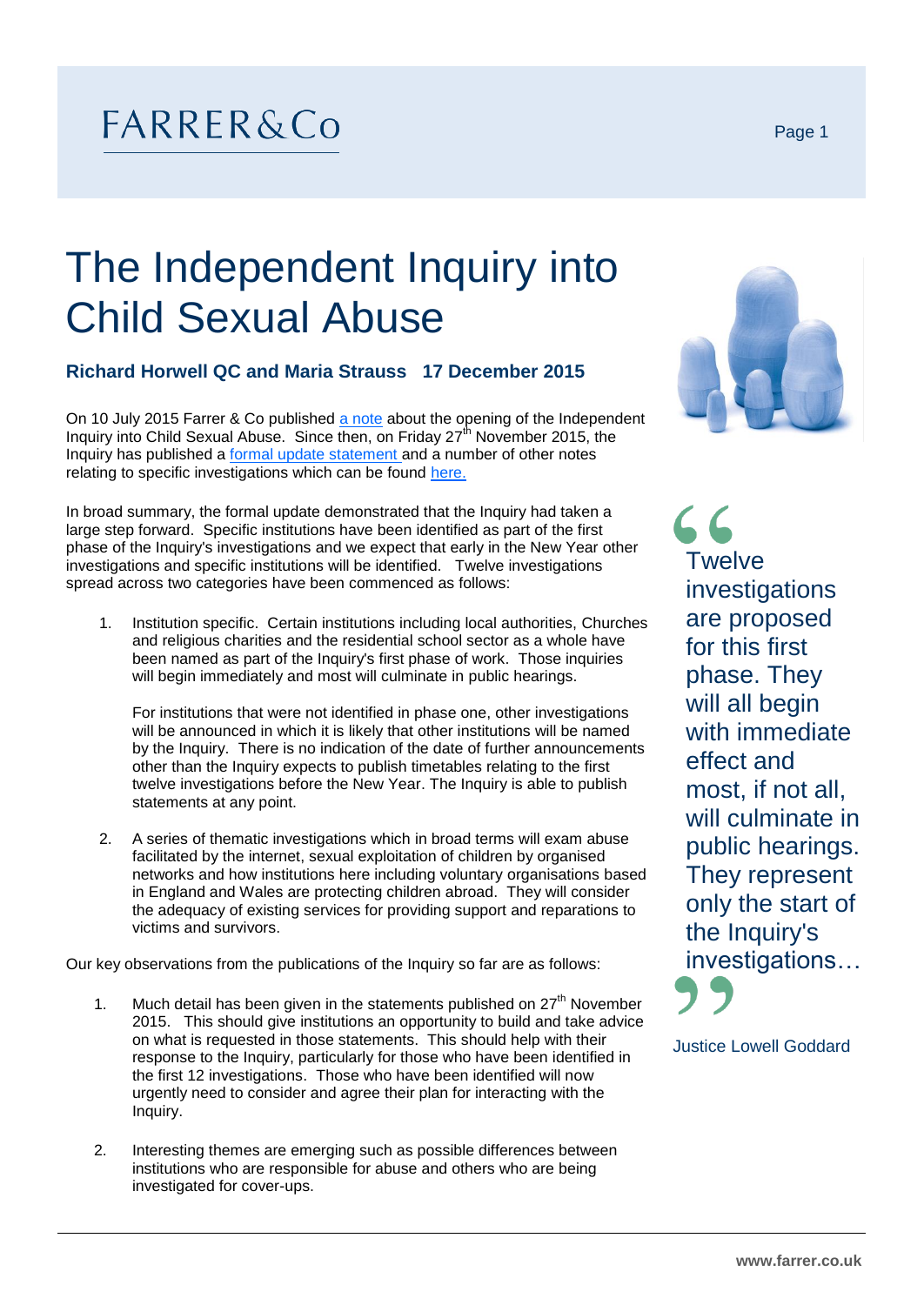FARRER&Co

# The Independent Inquiry into Child Sexual Abuse

**Richard Horwell QC and Maria Strauss 17 December 2015**

On 10 July 2015 Farrer & Co published a note about the opening of the Independent Inquiry into Child Sexual Abuse. Since then, on Friday 27th November 2015, the Inquiry has published a formal update statement and a number of other notes relating to specific investigations which can be found here.

In broad summary, the formal update demonstrated that the Inquiry had taken a large step forward. Specific institutions have been identified as part of the first phase of the Inquiry's investigations and we expect that early in the New Year other investigations and specific institutions will be identified. Twelve investigations spread across two categories have been commenced as follows:

1. Institution specific. Certain institutions including local authorities, Churches and religious charities and the residential school sector as a whole have been named as part of the Inquiry's first phase of work. Those inquiries will begin immediately and most will culminate in public hearings.

   For institutions that were not identified in phase one, other investigations will be announced in which it is likely that other institutions will be named by the Inquiry. There is no indication of the date of further announcements other than the Inquiry expects to publish timetables relating to the first twelve investigations before the New Year. The Inquiry is able to publish statements at any point.

2. A series of thematic investigations which in broad terms will exam abuse facilitated by the internet, sexual exploitation of children by organised networks and how institutions here including voluntary organisations based in England and Wales are protecting children abroad. They will consider the adequacy of existing services for providing support and reparations to victims and survivors.

> "Twelve investigations are proposed for this first phase. They will all begin with immediate effect and most, if not all, will culminate in public hearings. They represent only the start of the Inquiry's investigations…"
>
> Justice Lowell Goddard

Our key observations from the publications of the Inquiry so far are as follows:

1. Much detail has been given in the statements published on 27th November 2015. This should give institutions an opportunity to build and take advice on what is requested in those statements. This should help with their response to the Inquiry, particularly for those who have been identified in the first 12 investigations. Those who have been identified will now urgently need to consider and agree their plan for interacting with the Inquiry.

2. Interesting themes are emerging such as possible differences between institutions who are responsible for abuse and others who are being investigated for cover-ups.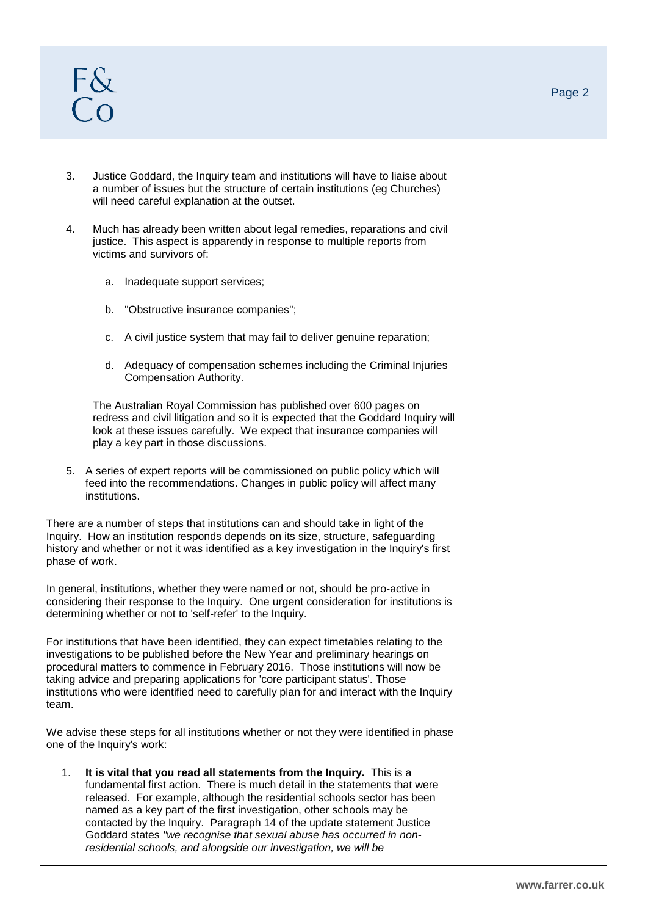3. Justice Goddard, the Inquiry team and institutions will have to liaise about a number of issues but the structure of certain institutions (eg Churches) will need careful explanation at the outset.

4. Much has already been written about legal remedies, reparations and civil justice. This aspect is apparently in response to multiple reports from victims and survivors of:

   a. Inadequate support services;

   b. "Obstructive insurance companies";

   c. A civil justice system that may fail to deliver genuine reparation;

   d. Adequacy of compensation schemes including the Criminal Injuries Compensation Authority.

   The Australian Royal Commission has published over 600 pages on redress and civil litigation and so it is expected that the Goddard Inquiry will look at these issues carefully. We expect that insurance companies will play a key part in those discussions.

5. A series of expert reports will be commissioned on public policy which will feed into the recommendations. Changes in public policy will affect many institutions.

There are a number of steps that institutions can and should take in light of the Inquiry. How an institution responds depends on its size, structure, safeguarding history and whether or not it was identified as a key investigation in the Inquiry's first phase of work.

In general, institutions, whether they were named or not, should be pro-active in considering their response to the Inquiry. One urgent consideration for institutions is determining whether or not to 'self-refer' to the Inquiry.

For institutions that have been identified, they can expect timetables relating to the investigations to be published before the New Year and preliminary hearings on procedural matters to commence in February 2016. Those institutions will now be taking advice and preparing applications for 'core participant status'. Those institutions who were identified need to carefully plan for and interact with the Inquiry team.

We advise these steps for all institutions whether or not they were identified in phase one of the Inquiry's work:

1. **It is vital that you read all statements from the Inquiry.** This is a fundamental first action. There is much detail in the statements that were released. For example, although the residential schools sector has been named as a key part of the first investigation, other schools may be contacted by the Inquiry. Paragraph 14 of the update statement Justice Goddard states *"we recognise that sexual abuse has occurred in non-residential schools, and alongside our investigation, we will be*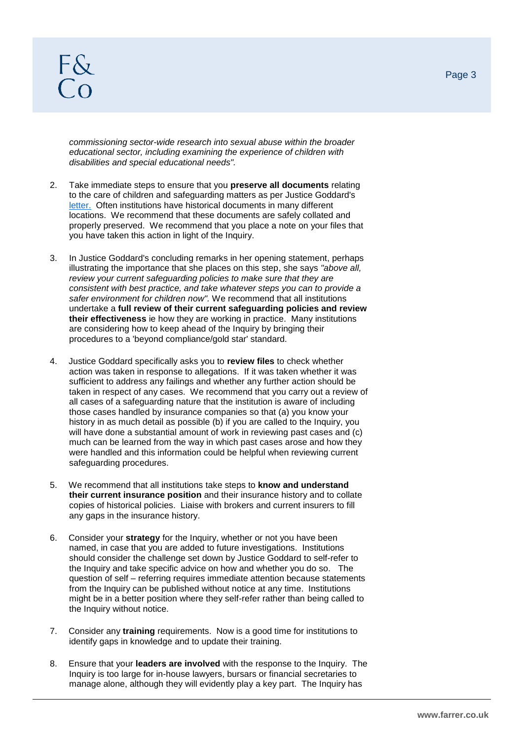*commissioning sector-wide research into sexual abuse within the broader educational sector, including examining the experience of children with disabilities and special educational needs".*

2. Take immediate steps to ensure that you **preserve all documents** relating to the care of children and safeguarding matters as per Justice Goddard's letter. Often institutions have historical documents in many different locations. We recommend that these documents are safely collated and properly preserved. We recommend that you place a note on your files that you have taken this action in light of the Inquiry.

3. In Justice Goddard's concluding remarks in her opening statement, perhaps illustrating the importance that she places on this step, she says *"above all, review your current safeguarding policies to make sure that they are consistent with best practice, and take whatever steps you can to provide a safer environment for children now".* We recommend that all institutions undertake a **full review of their current safeguarding policies and review their effectiveness** ie how they are working in practice. Many institutions are considering how to keep ahead of the Inquiry by bringing their procedures to a 'beyond compliance/gold star' standard.

4. Justice Goddard specifically asks you to **review files** to check whether action was taken in response to allegations. If it was taken whether it was sufficient to address any failings and whether any further action should be taken in respect of any cases. We recommend that you carry out a review of all cases of a safeguarding nature that the institution is aware of including those cases handled by insurance companies so that (a) you know your history in as much detail as possible (b) if you are called to the Inquiry, you will have done a substantial amount of work in reviewing past cases and (c) much can be learned from the way in which past cases arose and how they were handled and this information could be helpful when reviewing current safeguarding procedures.

5. We recommend that all institutions take steps to **know and understand their current insurance position** and their insurance history and to collate copies of historical policies. Liaise with brokers and current insurers to fill any gaps in the insurance history.

6. Consider your **strategy** for the Inquiry, whether or not you have been named, in case that you are added to future investigations. Institutions should consider the challenge set down by Justice Goddard to self-refer to the Inquiry and take specific advice on how and whether you do so. The question of self – referring requires immediate attention because statements from the Inquiry can be published without notice at any time. Institutions might be in a better position where they self-refer rather than being called to the Inquiry without notice.

7. Consider any **training** requirements. Now is a good time for institutions to identify gaps in knowledge and to update their training.

8. Ensure that your **leaders are involved** with the response to the Inquiry. The Inquiry is too large for in-house lawyers, bursars or financial secretaries to manage alone, although they will evidently play a key part. The Inquiry has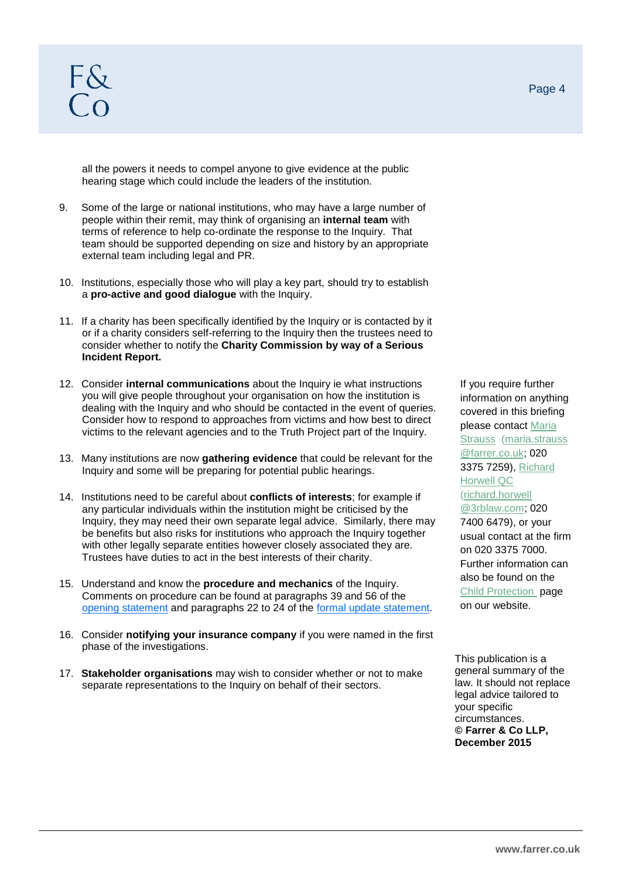all the powers it needs to compel anyone to give evidence at the public hearing stage which could include the leaders of the institution.

9. Some of the large or national institutions, who may have a large number of people within their remit, may think of organising an **internal team** with terms of reference to help co-ordinate the response to the Inquiry. That team should be supported depending on size and history by an appropriate external team including legal and PR.

10. Institutions, especially those who will play a key part, should try to establish a **pro-active and good dialogue** with the Inquiry.

11. If a charity has been specifically identified by the Inquiry or is contacted by it or if a charity considers self-referring to the Inquiry then the trustees need to consider whether to notify the **Charity Commission by way of a Serious Incident Report.**

12. Consider **internal communications** about the Inquiry ie what instructions you will give people throughout your organisation on how the institution is dealing with the Inquiry and who should be contacted in the event of queries. Consider how to respond to approaches from victims and how best to direct victims to the relevant agencies and to the Truth Project part of the Inquiry.

13. Many institutions are now **gathering evidence** that could be relevant for the Inquiry and some will be preparing for potential public hearings.

14. Institutions need to be careful about **conflicts of interests**; for example if any particular individuals within the institution might be criticised by the Inquiry, they may need their own separate legal advice. Similarly, there may be benefits but also risks for institutions who approach the Inquiry together with other legally separate entities however closely associated they are. Trustees have duties to act in the best interests of their charity.

15. Understand and know the **procedure and mechanics** of the Inquiry. Comments on procedure can be found at paragraphs 39 and 56 of the opening statement and paragraphs 22 to 24 of the formal update statement.

16. Consider **notifying your insurance company** if you were named in the first phase of the investigations.

17. **Stakeholder organisations** may wish to consider whether or not to make separate representations to the Inquiry on behalf of their sectors.

If you require further information on anything covered in this briefing please contact Maria Strauss (maria.strauss@farrer.co.uk; 020 3375 7259), Richard Horwell QC (richard.horwell@3rblaw.com; 020 7400 6479), or your usual contact at the firm on 020 3375 7000. Further information can also be found on the Child Protection page on our website.

This publication is a general summary of the law. It should not replace legal advice tailored to your specific circumstances.
**© Farrer & Co LLP, December 2015**